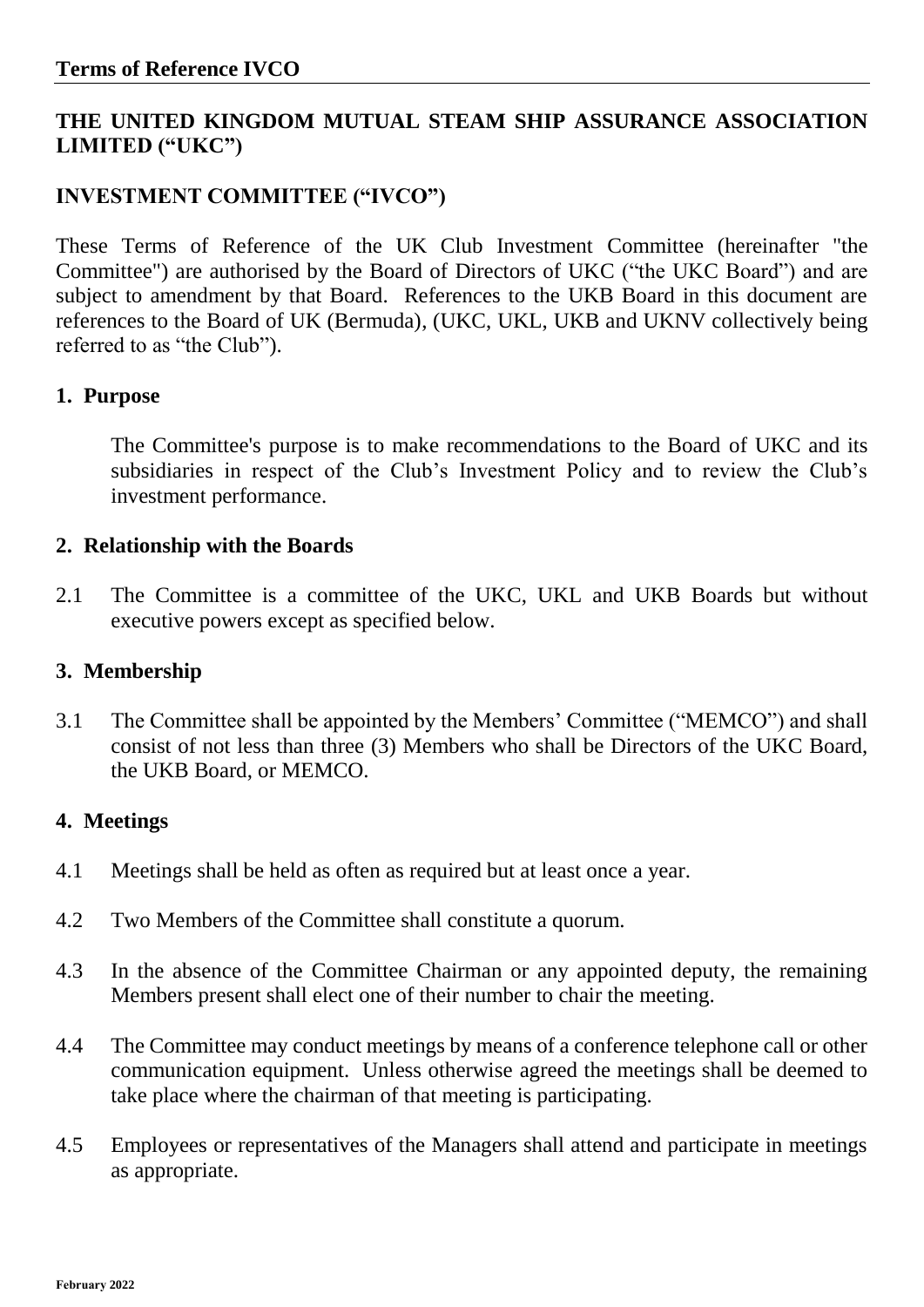**Terms of Reference IVCO**

## THE UNITED KINGDOM MUTUAL STEAM SHIP ASSURANCE ASSOCIATION LIMITED ("UKC")

## INVESTMENT COMMITTEE ("IVCO")

These Terms of Reference of the UK Club Investment Committee (hereinafter "the Committee") are authorised by the Board of Directors of UKC ("the UKC Board") and are subject to amendment by that Board. References to the UKB Board in this document are references to the Board of UK (Bermuda), (UKC, UKL, UKB and UKNV collectively being referred to as "the Club").

### 1. Purpose

The Committee's purpose is to make recommendations to the Board of UKC and its subsidiaries in respect of the Club's Investment Policy and to review the Club's investment performance.

### 2. Relationship with the Boards

2.1 The Committee is a committee of the UKC, UKL and UKB Boards but without executive powers except as specified below.

### 3. Membership

3.1 The Committee shall be appointed by the Members' Committee ("MEMCO") and shall consist of not less than three (3) Members who shall be Directors of the UKC Board, the UKB Board, or MEMCO.

### 4. Meetings

4.1 Meetings shall be held as often as required but at least once a year.

4.2 Two Members of the Committee shall constitute a quorum.

4.3 In the absence of the Committee Chairman or any appointed deputy, the remaining Members present shall elect one of their number to chair the meeting.

4.4 The Committee may conduct meetings by means of a conference telephone call or other communication equipment. Unless otherwise agreed the meetings shall be deemed to take place where the chairman of that meeting is participating.

4.5 Employees or representatives of the Managers shall attend and participate in meetings as appropriate.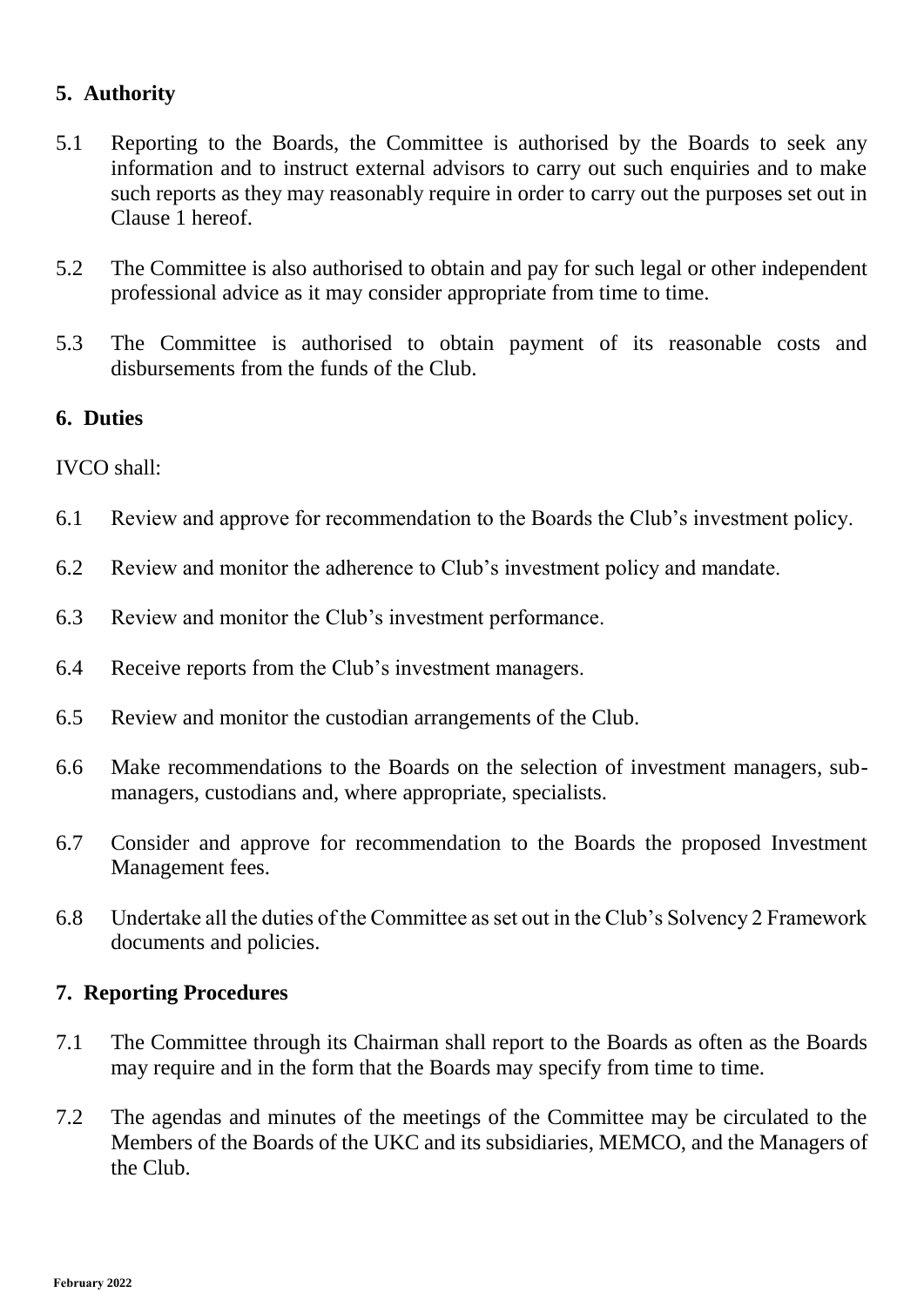## 5. Authority

5.1 Reporting to the Boards, the Committee is authorised by the Boards to seek any information and to instruct external advisors to carry out such enquiries and to make such reports as they may reasonably require in order to carry out the purposes set out in Clause 1 hereof.

5.2 The Committee is also authorised to obtain and pay for such legal or other independent professional advice as it may consider appropriate from time to time.

5.3 The Committee is authorised to obtain payment of its reasonable costs and disbursements from the funds of the Club.

## 6. Duties

IVCO shall:

6.1 Review and approve for recommendation to the Boards the Club's investment policy.

6.2 Review and monitor the adherence to Club's investment policy and mandate.

6.3 Review and monitor the Club's investment performance.

6.4 Receive reports from the Club's investment managers.

6.5 Review and monitor the custodian arrangements of the Club.

6.6 Make recommendations to the Boards on the selection of investment managers, sub-managers, custodians and, where appropriate, specialists.

6.7 Consider and approve for recommendation to the Boards the proposed Investment Management fees.

6.8 Undertake all the duties of the Committee as set out in the Club's Solvency 2 Framework documents and policies.

## 7. Reporting Procedures

7.1 The Committee through its Chairman shall report to the Boards as often as the Boards may require and in the form that the Boards may specify from time to time.

7.2 The agendas and minutes of the meetings of the Committee may be circulated to the Members of the Boards of the UKC and its subsidiaries, MEMCO, and the Managers of the Club.

**February 2022**